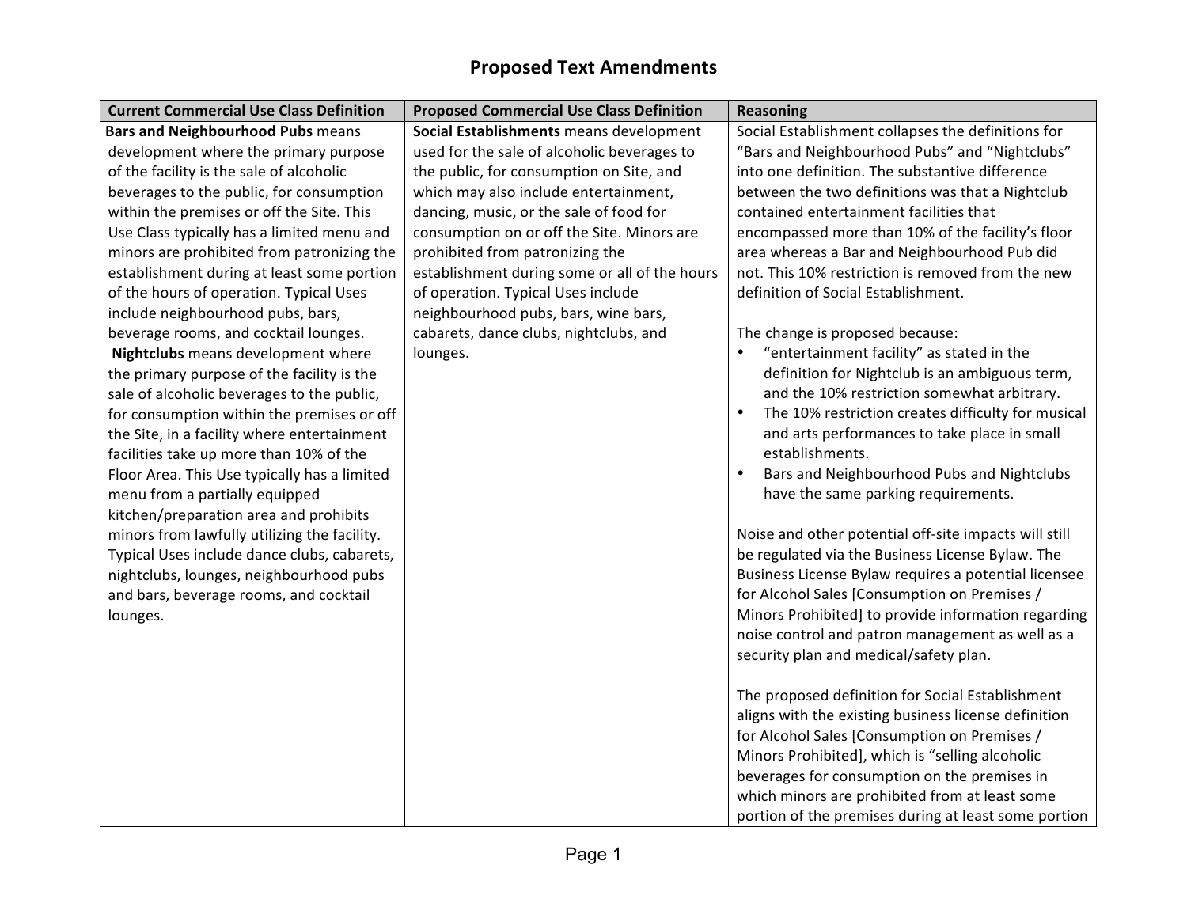# Proposed Text Amendments

| Current Commercial Use Class Definition | Proposed Commercial Use Class Definition | Reasoning |
|---|---|---|
| **Bars and Neighbourhood Pubs** means development where the primary purpose of the facility is the sale of alcoholic beverages to the public, for consumption within the premises or off the Site. This Use Class typically has a limited menu and minors are prohibited from patronizing the establishment during at least some portion of the hours of operation. Typical Uses include neighbourhood pubs, bars, beverage rooms, and cocktail lounges.<br><br>**Nightclubs** means development where the primary purpose of the facility is the sale of alcoholic beverages to the public, for consumption within the premises or off the Site, in a facility where entertainment facilities take up more than 10% of the Floor Area. This Use typically has a limited menu from a partially equipped kitchen/preparation area and prohibits minors from lawfully utilizing the facility. Typical Uses include dance clubs, cabarets, nightclubs, lounges, neighbourhood pubs and bars, beverage rooms, and cocktail lounges. | **Social Establishments** means development used for the sale of alcoholic beverages to the public, for consumption on Site, and which may also include entertainment, dancing, music, or the sale of food for consumption on or off the Site. Minors are prohibited from patronizing the establishment during some or all of the hours of operation. Typical Uses include neighbourhood pubs, bars, wine bars, cabarets, dance clubs, nightclubs, and lounges. | Social Establishment collapses the definitions for "Bars and Neighbourhood Pubs" and "Nightclubs" into one definition. The substantive difference between the two definitions was that a Nightclub contained entertainment facilities that encompassed more than 10% of the facility's floor area whereas a Bar and Neighbourhood Pub did not. This 10% restriction is removed from the new definition of Social Establishment.<br><br>The change is proposed because:<br>• "entertainment facility" as stated in the definition for Nightclub is an ambiguous term, and the 10% restriction somewhat arbitrary.<br>• The 10% restriction creates difficulty for musical and arts performances to take place in small establishments.<br>• Bars and Neighbourhood Pubs and Nightclubs have the same parking requirements.<br><br>Noise and other potential off-site impacts will still be regulated via the Business License Bylaw. The Business License Bylaw requires a potential licensee for Alcohol Sales [Consumption on Premises / Minors Prohibited] to provide information regarding noise control and patron management as well as a security plan and medical/safety plan.<br><br>The proposed definition for Social Establishment aligns with the existing business license definition for Alcohol Sales [Consumption on Premises / Minors Prohibited], which is "selling alcoholic beverages for consumption on the premises in which minors are prohibited from at least some portion of the premises during at least some portion |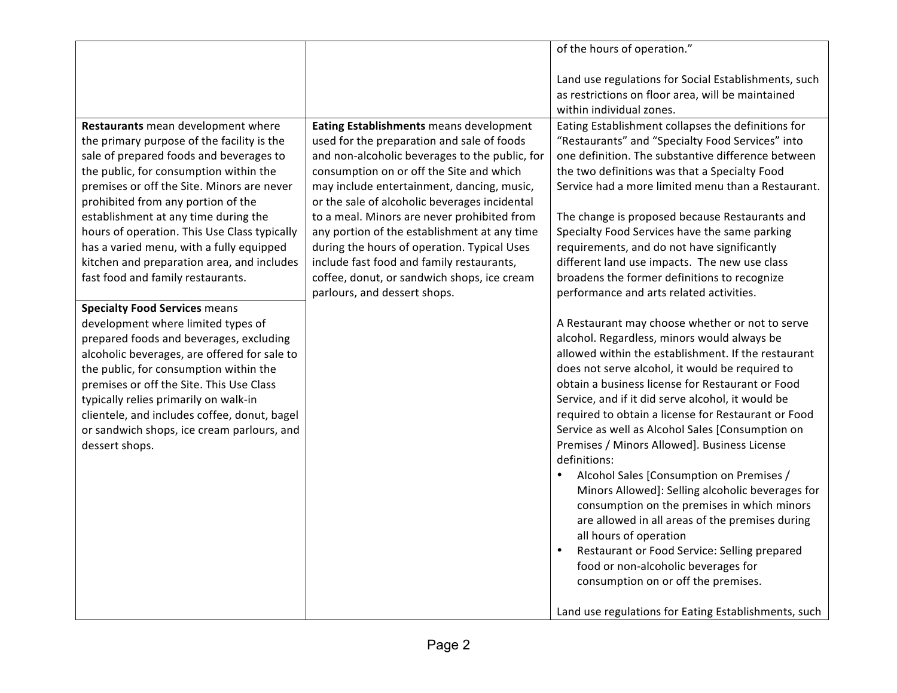| | | |
|---|---|---|
| | | of the hours of operation."<br><br>Land use regulations for Social Establishments, such as restrictions on floor area, will be maintained within individual zones. |
| **Restaurants** mean development where the primary purpose of the facility is the sale of prepared foods and beverages to the public, for consumption within the premises or off the Site. Minors are never prohibited from any portion of the establishment at any time during the hours of operation. This Use Class typically has a varied menu, with a fully equipped kitchen and preparation area, and includes fast food and family restaurants.<br><br>**Specialty Food Services** means development where limited types of prepared foods and beverages, excluding alcoholic beverages, are offered for sale to the public, for consumption within the premises or off the Site. This Use Class typically relies primarily on walk-in clientele, and includes coffee, donut, bagel or sandwich shops, ice cream parlours, and dessert shops. | **Eating Establishments** means development used for the preparation and sale of foods and non-alcoholic beverages to the public, for consumption on or off the Site and which may include entertainment, dancing, music, or the sale of alcoholic beverages incidental to a meal. Minors are never prohibited from any portion of the establishment at any time during the hours of operation. Typical Uses include fast food and family restaurants, coffee, donut, or sandwich shops, ice cream parlours, and dessert shops. | Eating Establishment collapses the definitions for "Restaurants" and "Specialty Food Services" into one definition. The substantive difference between the two definitions was that a Specialty Food Service had a more limited menu than a Restaurant.<br><br>The change is proposed because Restaurants and Specialty Food Services have the same parking requirements, and do not have significantly different land use impacts. The new use class broadens the former definitions to recognize performance and arts related activities.<br><br>A Restaurant may choose whether or not to serve alcohol. Regardless, minors would always be allowed within the establishment. If the restaurant does not serve alcohol, it would be required to obtain a business license for Restaurant or Food Service, and if it did serve alcohol, it would be required to obtain a license for Restaurant or Food Service as well as Alcohol Sales [Consumption on Premises / Minors Allowed]. Business License definitions:<br>• Alcohol Sales [Consumption on Premises / Minors Allowed]: Selling alcoholic beverages for consumption on the premises in which minors are allowed in all areas of the premises during all hours of operation<br>• Restaurant or Food Service: Selling prepared food or non-alcoholic beverages for consumption on or off the premises.<br><br>Land use regulations for Eating Establishments, such |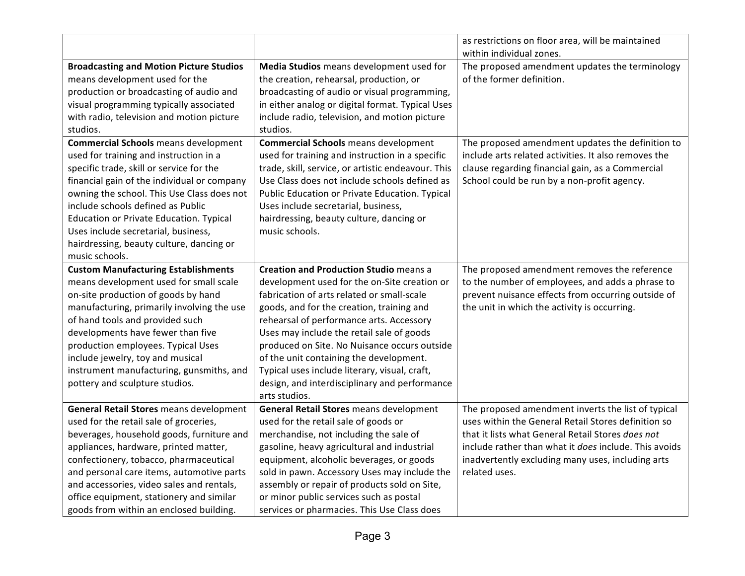| | | |
|---|---|---|
| | | as restrictions on floor area, will be maintained within individual zones. |
| **Broadcasting and Motion Picture Studios** means development used for the production or broadcasting of audio and visual programming typically associated with radio, television and motion picture studios. | **Media Studios** means development used for the creation, rehearsal, production, or broadcasting of audio or visual programming, in either analog or digital format. Typical Uses include radio, television, and motion picture studios. | The proposed amendment updates the terminology of the former definition. |
| **Commercial Schools** means development used for training and instruction in a specific trade, skill or service for the financial gain of the individual or company owning the school. This Use Class does not include schools defined as Public Education or Private Education. Typical Uses include secretarial, business, hairdressing, beauty culture, dancing or music schools. | **Commercial Schools** means development used for training and instruction in a specific trade, skill, service, or artistic endeavour. This Use Class does not include schools defined as Public Education or Private Education. Typical Uses include secretarial, business, hairdressing, beauty culture, dancing or music schools. | The proposed amendment updates the definition to include arts related activities. It also removes the clause regarding financial gain, as a Commercial School could be run by a non-profit agency. |
| **Custom Manufacturing Establishments** means development used for small scale on-site production of goods by hand manufacturing, primarily involving the use of hand tools and provided such developments have fewer than five production employees. Typical Uses include jewelry, toy and musical instrument manufacturing, gunsmiths, and pottery and sculpture studios. | **Creation and Production Studio** means a development used for the on-Site creation or fabrication of arts related or small-scale goods, and for the creation, training and rehearsal of performance arts. Accessory Uses may include the retail sale of goods produced on Site. No Nuisance occurs outside of the unit containing the development. Typical uses include literary, visual, craft, design, and interdisciplinary and performance arts studios. | The proposed amendment removes the reference to the number of employees, and adds a phrase to prevent nuisance effects from occurring outside of the unit in which the activity is occurring. |
| **General Retail Stores** means development used for the retail sale of groceries, beverages, household goods, furniture and appliances, hardware, printed matter, confectionery, tobacco, pharmaceutical and personal care items, automotive parts and accessories, video sales and rentals, office equipment, stationery and similar goods from within an enclosed building. | **General Retail Stores** means development used for the retail sale of goods or merchandise, not including the sale of gasoline, heavy agricultural and industrial equipment, alcoholic beverages, or goods sold in pawn. Accessory Uses may include the assembly or repair of products sold on Site, or minor public services such as postal services or pharmacies. This Use Class does | The proposed amendment inverts the list of typical uses within the General Retail Stores definition so that it lists what General Retail Stores *does not* include rather than what it *does* include. This avoids inadvertently excluding many uses, including arts related uses. |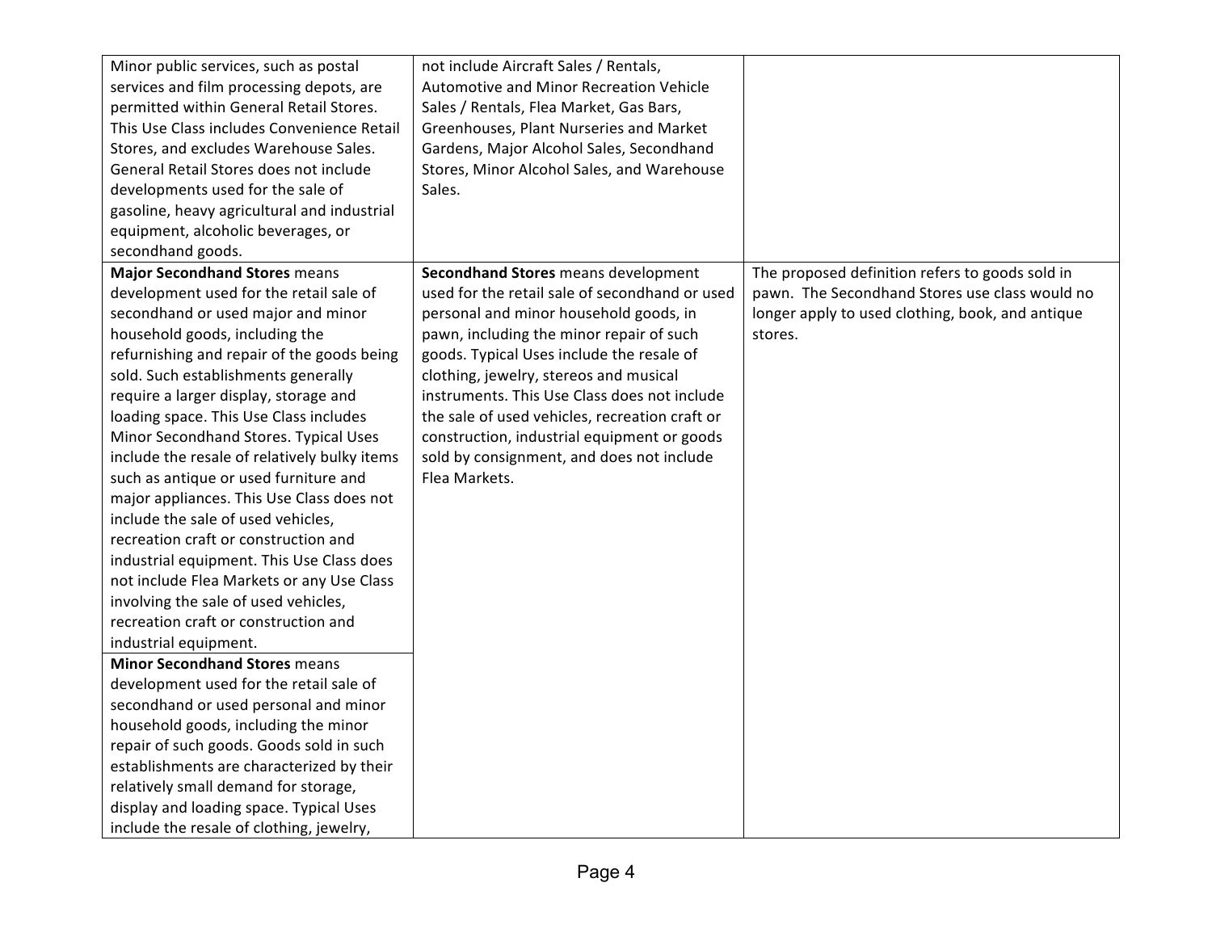| | | |
|---|---|---|
| Minor public services, such as postal services and film processing depots, are permitted within General Retail Stores. This Use Class includes Convenience Retail Stores, and excludes Warehouse Sales. General Retail Stores does not include developments used for the sale of gasoline, heavy agricultural and industrial equipment, alcoholic beverages, or secondhand goods. | not include Aircraft Sales / Rentals, Automotive and Minor Recreation Vehicle Sales / Rentals, Flea Market, Gas Bars, Greenhouses, Plant Nurseries and Market Gardens, Major Alcohol Sales, Secondhand Stores, Minor Alcohol Sales, and Warehouse Sales. | |
| **Major Secondhand Stores** means development used for the retail sale of secondhand or used major and minor household goods, including the refurnishing and repair of the goods being sold. Such establishments generally require a larger display, storage and loading space. This Use Class includes Minor Secondhand Stores. Typical Uses include the resale of relatively bulky items such as antique or used furniture and major appliances. This Use Class does not include the sale of used vehicles, recreation craft or construction and industrial equipment. This Use Class does not include Flea Markets or any Use Class involving the sale of used vehicles, recreation craft or construction and industrial equipment.<br><br>**Minor Secondhand Stores** means development used for the retail sale of secondhand or used personal and minor household goods, including the minor repair of such goods. Goods sold in such establishments are characterized by their relatively small demand for storage, display and loading space. Typical Uses include the resale of clothing, jewelry, | **Secondhand Stores** means development used for the retail sale of secondhand or used personal and minor household goods, in pawn, including the minor repair of such goods. Typical Uses include the resale of clothing, jewelry, stereos and musical instruments. This Use Class does not include the sale of used vehicles, recreation craft or construction, industrial equipment or goods sold by consignment, and does not include Flea Markets. | The proposed definition refers to goods sold in pawn. The Secondhand Stores use class would no longer apply to used clothing, book, and antique stores. |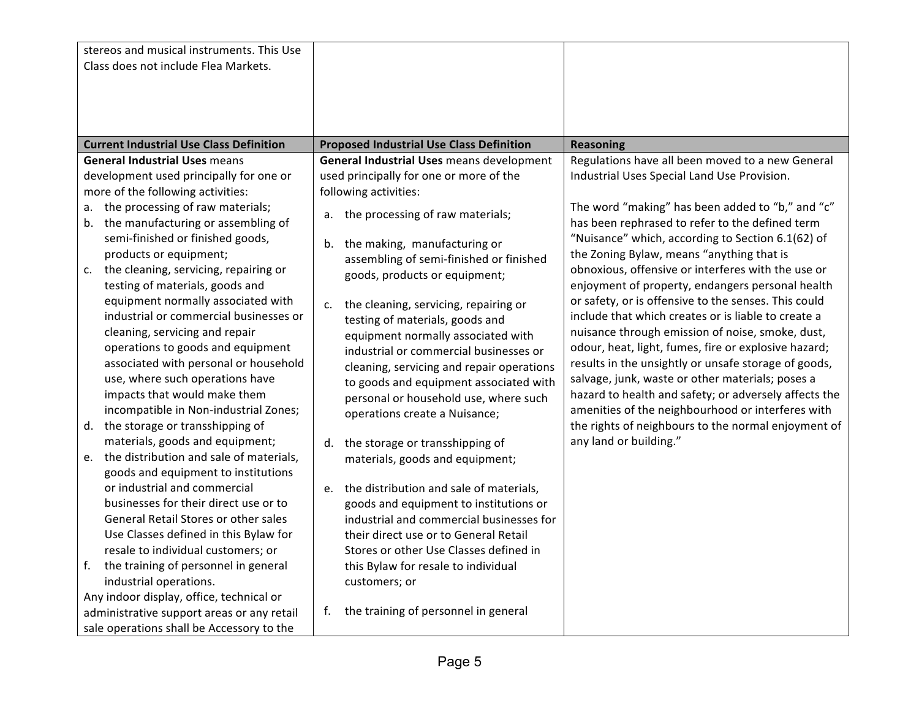| | | |
|---|---|---|
| stereos and musical instruments. This Use Class does not include Flea Markets. | | |
| **Current Industrial Use Class Definition** | **Proposed Industrial Use Class Definition** | **Reasoning** |
| **General Industrial Uses** means development used principally for one or more of the following activities:<br>a. the processing of raw materials;<br>b. the manufacturing or assembling of semi-finished or finished goods, products or equipment;<br>c. the cleaning, servicing, repairing or testing of materials, goods and equipment normally associated with industrial or commercial businesses or cleaning, servicing and repair operations to goods and equipment associated with personal or household use, where such operations have impacts that would make them incompatible in Non-industrial Zones;<br>d. the storage or transshipping of materials, goods and equipment;<br>e. the distribution and sale of materials, goods and equipment to institutions or industrial and commercial businesses for their direct use or to General Retail Stores or other sales Use Classes defined in this Bylaw for resale to individual customers; or<br>f. the training of personnel in general industrial operations.<br>Any indoor display, office, technical or administrative support areas or any retail sale operations shall be Accessory to the | **General Industrial Uses** means development used principally for one or more of the following activities:<br>a. the processing of raw materials;<br>b. the making, manufacturing or assembling of semi-finished or finished goods, products or equipment;<br>c. the cleaning, servicing, repairing or testing of materials, goods and equipment normally associated with industrial or commercial businesses or cleaning, servicing and repair operations to goods and equipment associated with personal or household use, where such operations create a Nuisance;<br>d. the storage or transshipping of materials, goods and equipment;<br>e. the distribution and sale of materials, goods and equipment to institutions or industrial and commercial businesses for their direct use or to General Retail Stores or other Use Classes defined in this Bylaw for resale to individual customers; or<br>f. the training of personnel in general | Regulations have all been moved to a new General Industrial Uses Special Land Use Provision.<br><br>The word "making" has been added to "b," and "c" has been rephrased to refer to the defined term "Nuisance" which, according to Section 6.1(62) of the Zoning Bylaw, means "anything that is obnoxious, offensive or interferes with the use or enjoyment of property, endangers personal health or safety, or is offensive to the senses. This could include that which creates or is liable to create a nuisance through emission of noise, smoke, dust, odour, heat, light, fumes, fire or explosive hazard; results in the unsightly or unsafe storage of goods, salvage, junk, waste or other materials; poses a hazard to health and safety; or adversely affects the amenities of the neighbourhood or interferes with the rights of neighbours to the normal enjoyment of any land or building." |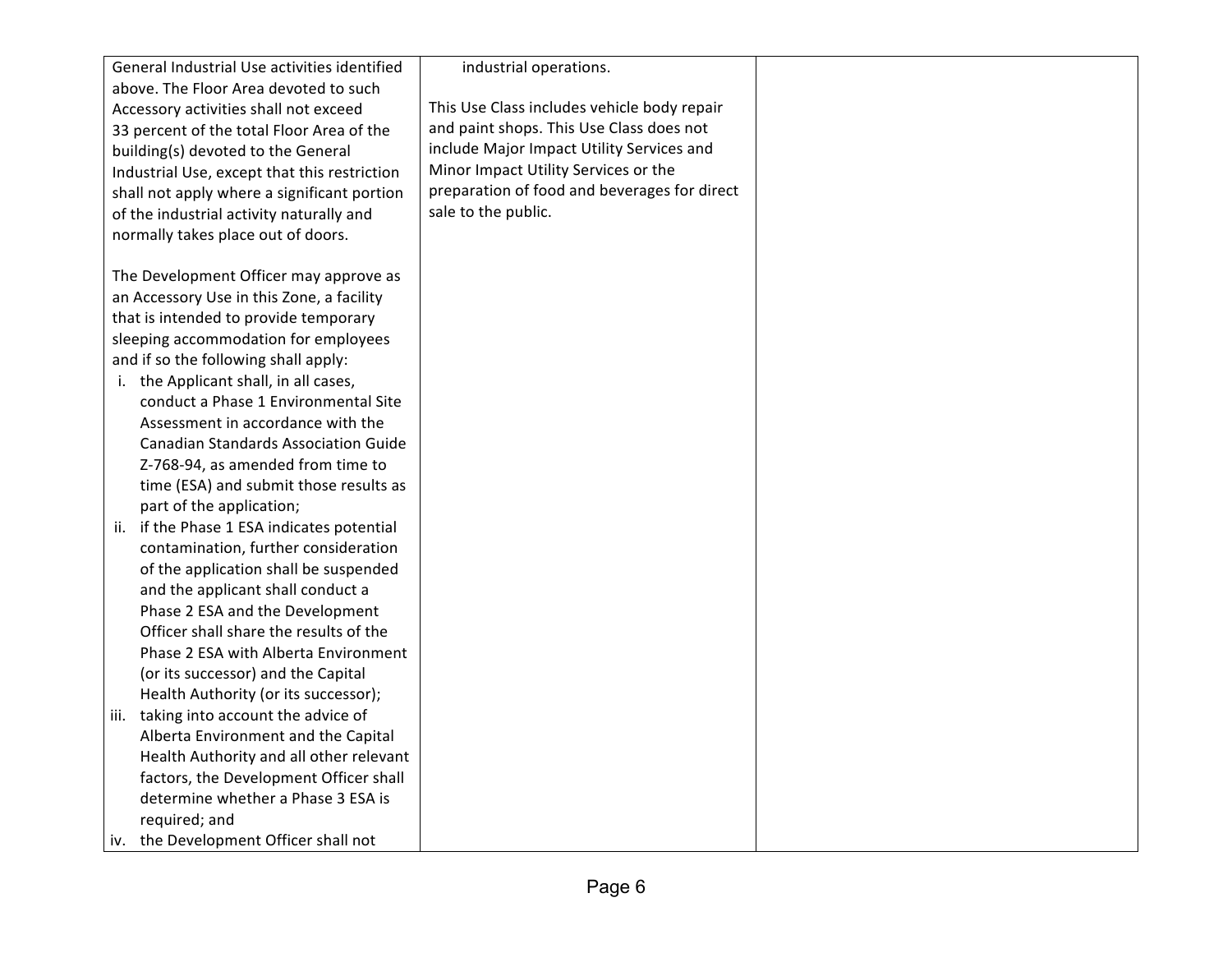| | | |
|---|---|---|
| General Industrial Use activities identified above. The Floor Area devoted to such Accessory activities shall not exceed 33 percent of the total Floor Area of the building(s) devoted to the General Industrial Use, except that this restriction shall not apply where a significant portion of the industrial activity naturally and normally takes place out of doors.<br><br>The Development Officer may approve as an Accessory Use in this Zone, a facility that is intended to provide temporary sleeping accommodation for employees and if so the following shall apply:<br>i. the Applicant shall, in all cases, conduct a Phase 1 Environmental Site Assessment in accordance with the Canadian Standards Association Guide Z-768-94, as amended from time to time (ESA) and submit those results as part of the application;<br>ii. if the Phase 1 ESA indicates potential contamination, further consideration of the application shall be suspended and the applicant shall conduct a Phase 2 ESA and the Development Officer shall share the results of the Phase 2 ESA with Alberta Environment (or its successor) and the Capital Health Authority (or its successor);<br>iii. taking into account the advice of Alberta Environment and the Capital Health Authority and all other relevant factors, the Development Officer shall determine whether a Phase 3 ESA is required; and<br>iv. the Development Officer shall not | industrial operations.<br><br>This Use Class includes vehicle body repair and paint shops. This Use Class does not include Major Impact Utility Services and Minor Impact Utility Services or the preparation of food and beverages for direct sale to the public. | |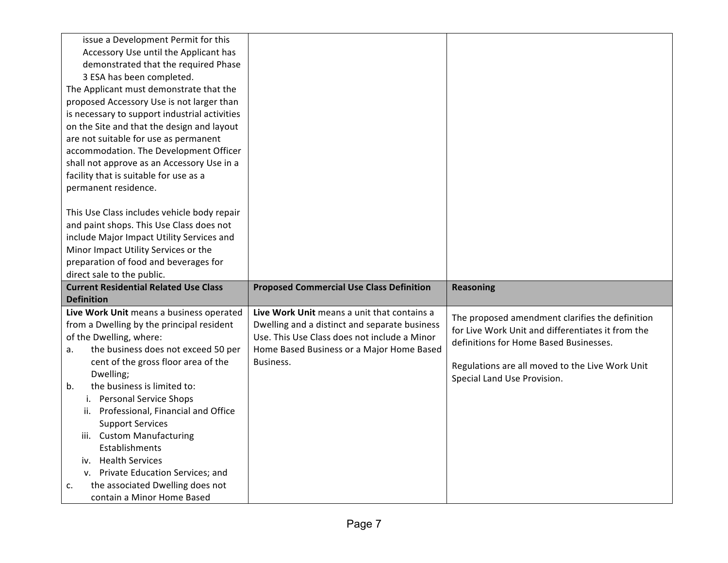| | | |
|---|---|---|
| issue a Development Permit for this Accessory Use until the Applicant has demonstrated that the required Phase 3 ESA has been completed.<br>The Applicant must demonstrate that the proposed Accessory Use is not larger than is necessary to support industrial activities on the Site and that the design and layout are not suitable for use as permanent accommodation. The Development Officer shall not approve as an Accessory Use in a facility that is suitable for use as a permanent residence.<br><br>This Use Class includes vehicle body repair and paint shops. This Use Class does not include Major Impact Utility Services and Minor Impact Utility Services or the preparation of food and beverages for direct sale to the public. | | |
| **Current Residential Related Use Class Definition** | **Proposed Commercial Use Class Definition** | **Reasoning** |
| **Live Work Unit** means a business operated from a Dwelling by the principal resident of the Dwelling, where:<br>a. the business does not exceed 50 per cent of the gross floor area of the Dwelling;<br>b. the business is limited to:<br>i. Personal Service Shops<br>ii. Professional, Financial and Office Support Services<br>iii. Custom Manufacturing Establishments<br>iv. Health Services<br>v. Private Education Services; and<br>c. the associated Dwelling does not contain a Minor Home Based | **Live Work Unit** means a unit that contains a Dwelling and a distinct and separate business Use. This Use Class does not include a Minor Home Based Business or a Major Home Based Business. | The proposed amendment clarifies the definition for Live Work Unit and differentiates it from the definitions for Home Based Businesses.<br><br>Regulations are all moved to the Live Work Unit Special Land Use Provision. |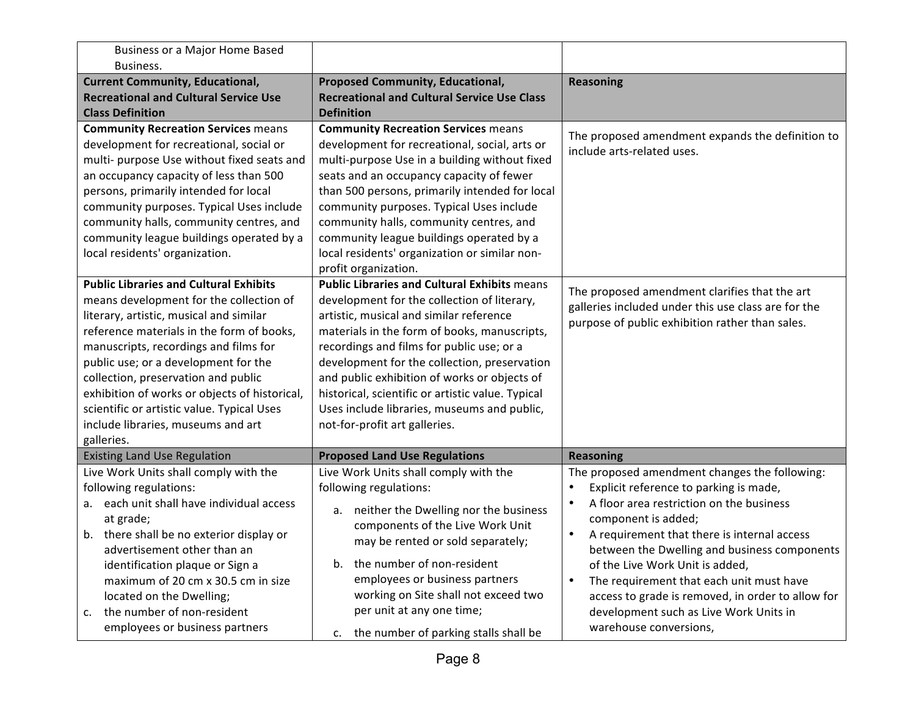| | | |
|---|---|---|
| Business or a Major Home Based Business. | | |
| **Current Community, Educational, Recreational and Cultural Service Use Class Definition** | **Proposed Community, Educational, Recreational and Cultural Service Use Class Definition** | **Reasoning** |
| **Community Recreation Services** means development for recreational, social or multi- purpose Use without fixed seats and an occupancy capacity of less than 500 persons, primarily intended for local community purposes. Typical Uses include community halls, community centres, and community league buildings operated by a local residents' organization. | **Community Recreation Services** means development for recreational, social, arts or multi-purpose Use in a building without fixed seats and an occupancy capacity of fewer than 500 persons, primarily intended for local community purposes. Typical Uses include community halls, community centres, and community league buildings operated by a local residents' organization or similar non-profit organization. | The proposed amendment expands the definition to include arts-related uses. |
| **Public Libraries and Cultural Exhibits** means development for the collection of literary, artistic, musical and similar reference materials in the form of books, manuscripts, recordings and films for public use; or a development for the collection, preservation and public exhibition of works or objects of historical, scientific or artistic value. Typical Uses include libraries, museums and art galleries. | **Public Libraries and Cultural Exhibits** means development for the collection of literary, artistic, musical and similar reference materials in the form of books, manuscripts, recordings and films for public use; or a development for the collection, preservation and public exhibition of works or objects of historical, scientific or artistic value. Typical Uses include libraries, museums and public, not-for-profit art galleries. | The proposed amendment clarifies that the art galleries included under this use class are for the purpose of public exhibition rather than sales. |
| Existing Land Use Regulation | **Proposed Land Use Regulations** | **Reasoning** |
| Live Work Units shall comply with the following regulations:<br>a. each unit shall have individual access at grade;<br>b. there shall be no exterior display or advertisement other than an identification plaque or Sign a maximum of 20 cm x 30.5 cm in size located on the Dwelling;<br>c. the number of non-resident employees or business partners | Live Work Units shall comply with the following regulations:<br>a. neither the Dwelling nor the business components of the Live Work Unit may be rented or sold separately;<br>b. the number of non-resident employees or business partners working on Site shall not exceed two per unit at any one time;<br>c. the number of parking stalls shall be | The proposed amendment changes the following:<br>• Explicit reference to parking is made,<br>• A floor area restriction on the business component is added;<br>• A requirement that there is internal access between the Dwelling and business components of the Live Work Unit is added,<br>• The requirement that each unit must have access to grade is removed, in order to allow for development such as Live Work Units in warehouse conversions, |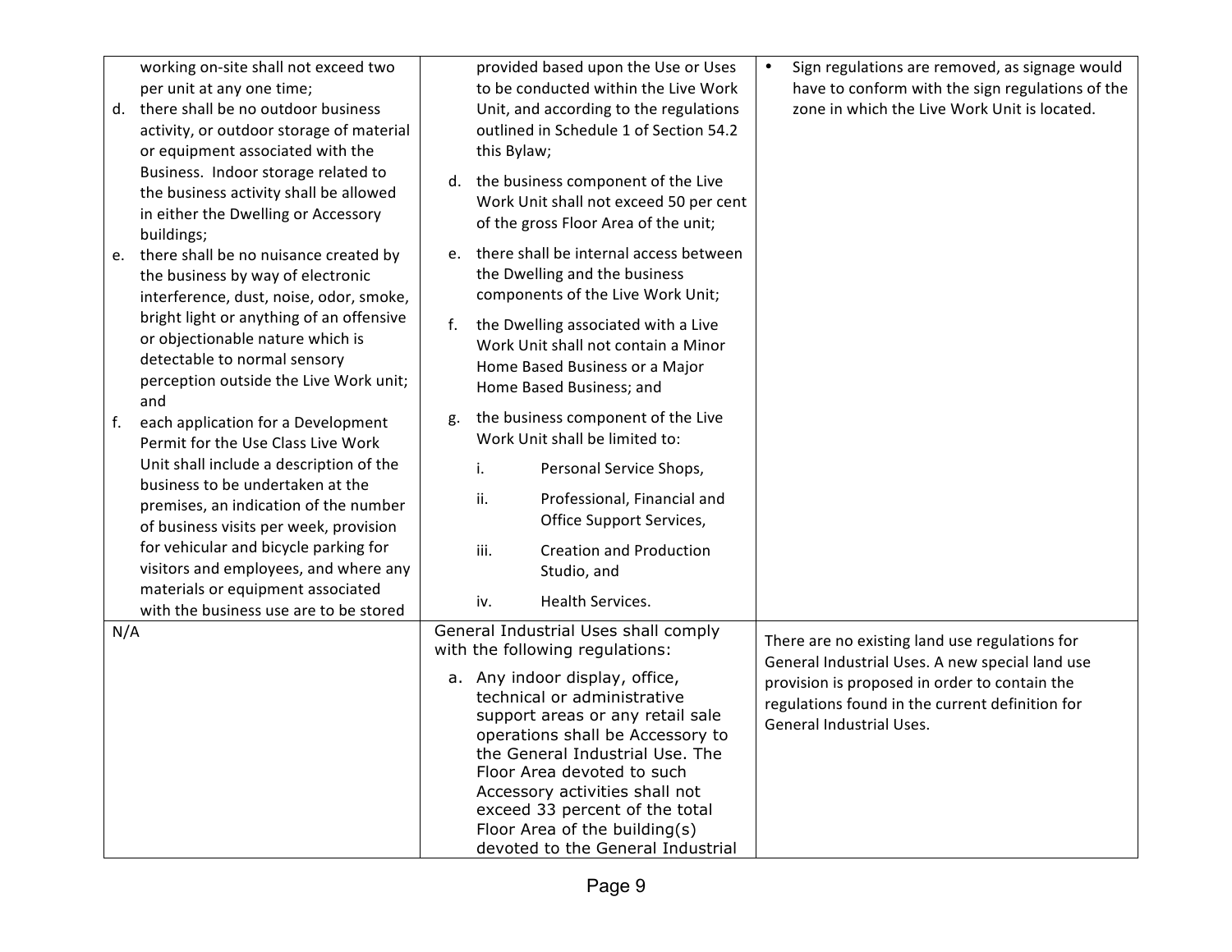| | | |
|---|---|---|
| working on-site shall not exceed two per unit at any one time;<br>d. there shall be no outdoor business activity, or outdoor storage of material or equipment associated with the Business. Indoor storage related to the business activity shall be allowed in either the Dwelling or Accessory buildings;<br>e. there shall be no nuisance created by the business by way of electronic interference, dust, noise, odor, smoke, bright light or anything of an offensive or objectionable nature which is detectable to normal sensory perception outside the Live Work unit; and<br>f. each application for a Development Permit for the Use Class Live Work Unit shall include a description of the business to be undertaken at the premises, an indication of the number of business visits per week, provision for vehicular and bicycle parking for visitors and employees, and where any materials or equipment associated with the business use are to be stored | provided based upon the Use or Uses to be conducted within the Live Work Unit, and according to the regulations outlined in Schedule 1 of Section 54.2 this Bylaw;<br>d. the business component of the Live Work Unit shall not exceed 50 per cent of the gross Floor Area of the unit;<br>e. there shall be internal access between the Dwelling and the business components of the Live Work Unit;<br>f. the Dwelling associated with a Live Work Unit shall not contain a Minor Home Based Business or a Major Home Based Business; and<br>g. the business component of the Live Work Unit shall be limited to:<br>i. Personal Service Shops,<br>ii. Professional, Financial and Office Support Services,<br>iii. Creation and Production Studio, and<br>iv. Health Services. | • Sign regulations are removed, as signage would have to conform with the sign regulations of the zone in which the Live Work Unit is located. |
| N/A | General Industrial Uses shall comply with the following regulations:<br>a. Any indoor display, office, technical or administrative support areas or any retail sale operations shall be Accessory to the General Industrial Use. The Floor Area devoted to such Accessory activities shall not exceed 33 percent of the total Floor Area of the building(s) devoted to the General Industrial | There are no existing land use regulations for General Industrial Uses. A new special land use provision is proposed in order to contain the regulations found in the current definition for General Industrial Uses. |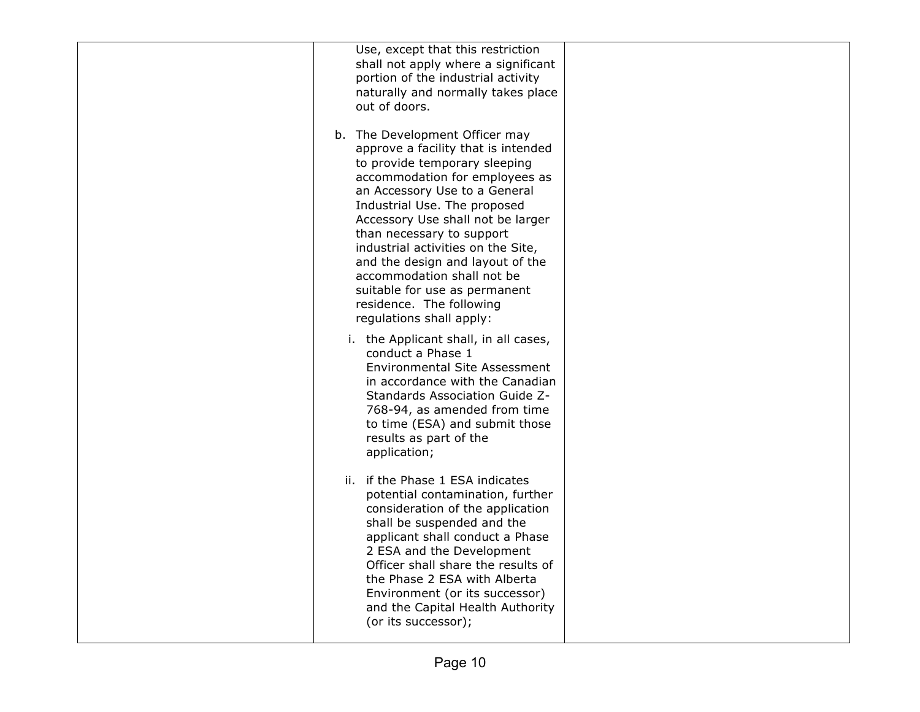| | | |
|---|---|---|
| | Use, except that this restriction shall not apply where a significant portion of the industrial activity naturally and normally takes place out of doors.<br><br>b. The Development Officer may approve a facility that is intended to provide temporary sleeping accommodation for employees as an Accessory Use to a General Industrial Use. The proposed Accessory Use shall not be larger than necessary to support industrial activities on the Site, and the design and layout of the accommodation shall not be suitable for use as permanent residence. The following regulations shall apply:<br><br>i. the Applicant shall, in all cases, conduct a Phase 1 Environmental Site Assessment in accordance with the Canadian Standards Association Guide Z-768-94, as amended from time to time (ESA) and submit those results as part of the application;<br><br>ii. if the Phase 1 ESA indicates potential contamination, further consideration of the application shall be suspended and the applicant shall conduct a Phase 2 ESA and the Development Officer shall share the results of the Phase 2 ESA with Alberta Environment (or its successor) and the Capital Health Authority (or its successor); | |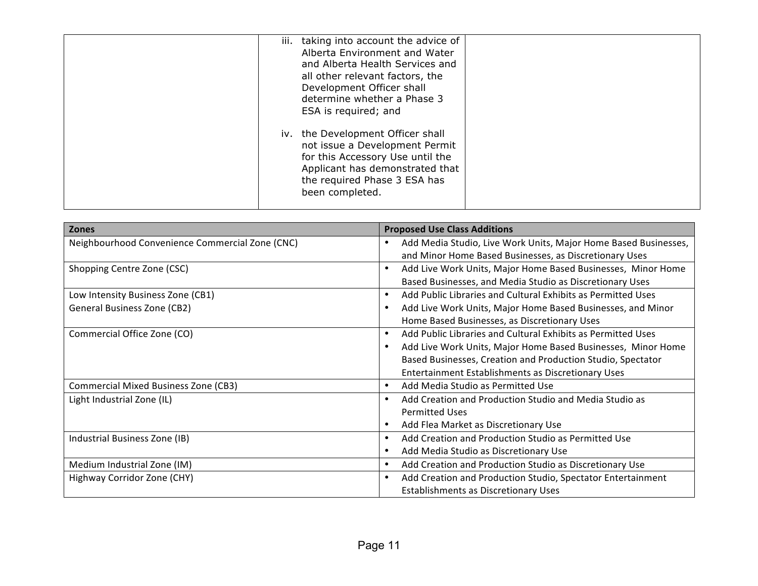| | | |
|---|---|---|
| | iii. taking into account the advice of Alberta Environment and Water and Alberta Health Services and all other relevant factors, the Development Officer shall determine whether a Phase 3 ESA is required; and<br><br>iv. the Development Officer shall not issue a Development Permit for this Accessory Use until the Applicant has demonstrated that the required Phase 3 ESA has been completed. | |

| Zones | Proposed Use Class Additions |
|---|---|
| Neighbourhood Convenience Commercial Zone (CNC) | • Add Media Studio, Live Work Units, Major Home Based Businesses, and Minor Home Based Businesses, as Discretionary Uses |
| Shopping Centre Zone (CSC) | • Add Live Work Units, Major Home Based Businesses, Minor Home Based Businesses, and Media Studio as Discretionary Uses |
| Low Intensity Business Zone (CB1)<br>General Business Zone (CB2) | • Add Public Libraries and Cultural Exhibits as Permitted Uses<br>• Add Live Work Units, Major Home Based Businesses, and Minor Home Based Businesses, as Discretionary Uses |
| Commercial Office Zone (CO) | • Add Public Libraries and Cultural Exhibits as Permitted Uses<br>• Add Live Work Units, Major Home Based Businesses, Minor Home Based Businesses, Creation and Production Studio, Spectator Entertainment Establishments as Discretionary Uses |
| Commercial Mixed Business Zone (CB3) | • Add Media Studio as Permitted Use |
| Light Industrial Zone (IL) | • Add Creation and Production Studio and Media Studio as Permitted Uses<br>• Add Flea Market as Discretionary Use |
| Industrial Business Zone (IB) | • Add Creation and Production Studio as Permitted Use<br>• Add Media Studio as Discretionary Use |
| Medium Industrial Zone (IM) | • Add Creation and Production Studio as Discretionary Use |
| Highway Corridor Zone (CHY) | • Add Creation and Production Studio, Spectator Entertainment Establishments as Discretionary Uses |